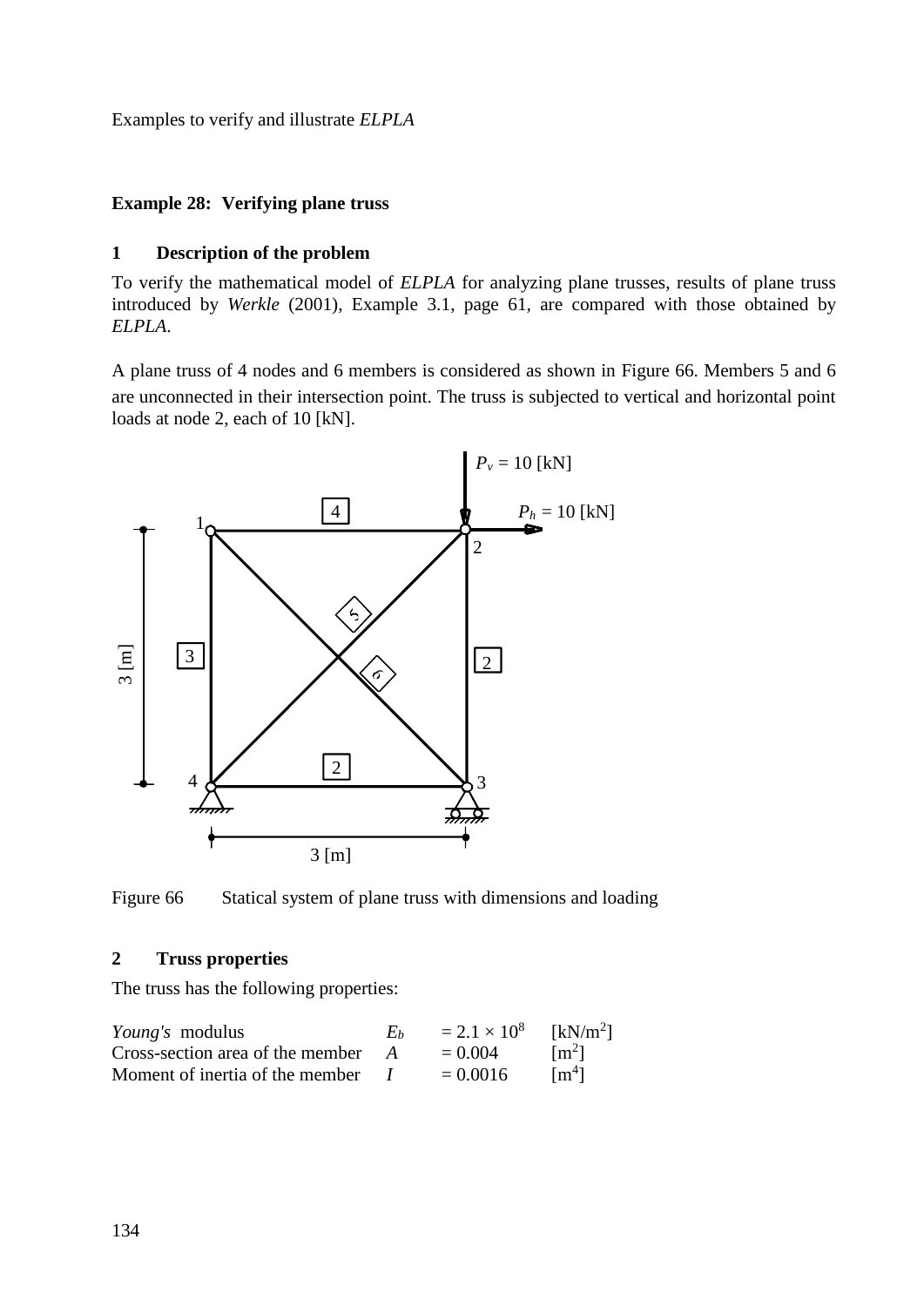**Example 28: Verifying plane truss**

## 1 Description of the problem

To verify the mathematical model of *ELPLA* for analyzing plane trusses, results of plane truss introduced by *Werkle* (2001), Example 3.1, page 61, are compared with those obtained by *ELPLA*.

A plane truss of 4 nodes and 6 members is considered as shown in Figure 66. Members 5 and 6 are unconnected in their intersection point. The truss is subjected to vertical and horizontal point loads at node 2, each of 10 [kN].

Figure 66 Statical system of plane truss with dimensions and loading

## 2 Truss properties

The truss has the following properties:

| | | | |
|---|---|---|---|
| *Young's* modulus | $E_b$ | $= 2.1 \times 10^8$ | [kN/m²] |
| Cross-section area of the member | $A$ | $= 0.004$ | [m²] |
| Moment of inertia of the member | $I$ | $= 0.0016$ | [m⁴] |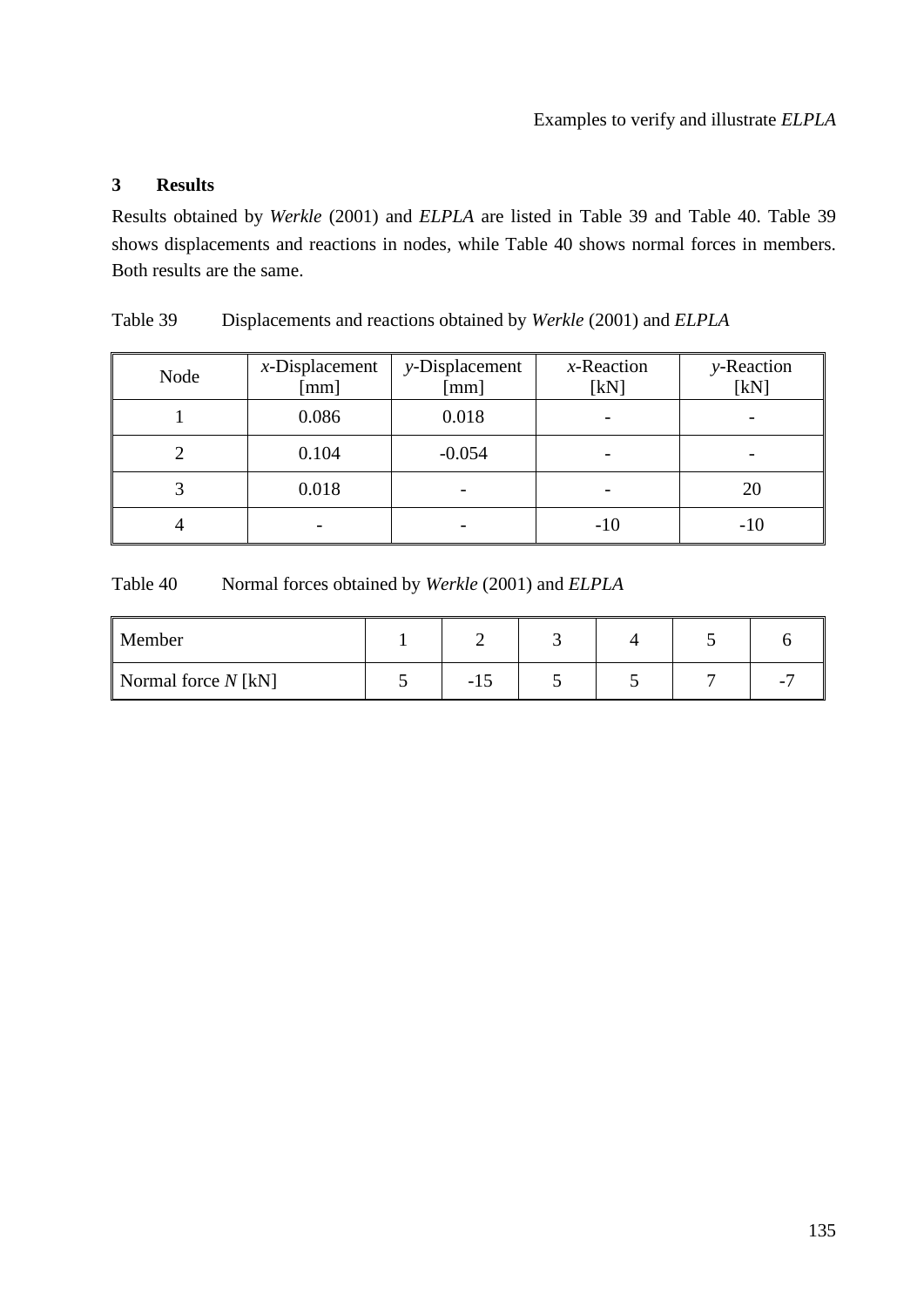## 3 Results

Results obtained by *Werkle* (2001) and *ELPLA* are listed in Table 39 and Table 40. Table 39 shows displacements and reactions in nodes, while Table 40 shows normal forces in members. Both results are the same.

Table 39 Displacements and reactions obtained by *Werkle* (2001) and *ELPLA*

| Node | *x*-Displacement [mm] | *y*-Displacement [mm] | *x*-Reaction [kN] | *y*-Reaction [kN] |
|---|---|---|---|---|
| 1 | 0.086 | 0.018 | - | - |
| 2 | 0.104 | -0.054 | - | - |
| 3 | 0.018 | - | - | 20 |
| 4 | - | - | -10 | -10 |

Table 40 Normal forces obtained by *Werkle* (2001) and *ELPLA*

| Member | 1 | 2 | 3 | 4 | 5 | 6 |
|---|---|---|---|---|---|---|
| Normal force $N$ [kN] | 5 | -15 | 5 | 5 | 7 | -7 |